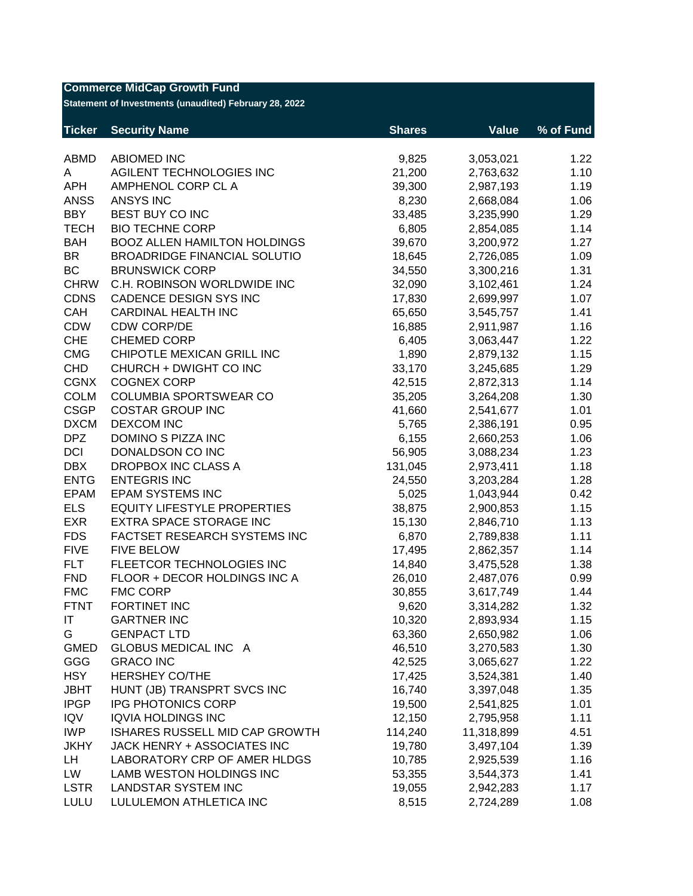**Commerce MidCap Growth Fund**

**Statement of Investments (unaudited) February 28, 2022**

| Ticker | Security Name | Shares | Value | % of Fund |
|---|---|---|---|---|
| ABMD | ABIOMED INC | 9,825 | 3,053,021 | 1.22 |
| A | AGILENT TECHNOLOGIES INC | 21,200 | 2,763,632 | 1.10 |
| APH | AMPHENOL CORP CL A | 39,300 | 2,987,193 | 1.19 |
| ANSS | ANSYS INC | 8,230 | 2,668,084 | 1.06 |
| BBY | BEST BUY CO INC | 33,485 | 3,235,990 | 1.29 |
| TECH | BIO TECHNE CORP | 6,805 | 2,854,085 | 1.14 |
| BAH | BOOZ ALLEN HAMILTON HOLDINGS | 39,670 | 3,200,972 | 1.27 |
| BR | BROADRIDGE FINANCIAL SOLUTIO | 18,645 | 2,726,085 | 1.09 |
| BC | BRUNSWICK CORP | 34,550 | 3,300,216 | 1.31 |
| CHRW | C.H. ROBINSON WORLDWIDE INC | 32,090 | 3,102,461 | 1.24 |
| CDNS | CADENCE DESIGN SYS INC | 17,830 | 2,699,997 | 1.07 |
| CAH | CARDINAL HEALTH INC | 65,650 | 3,545,757 | 1.41 |
| CDW | CDW CORP/DE | 16,885 | 2,911,987 | 1.16 |
| CHE | CHEMED CORP | 6,405 | 3,063,447 | 1.22 |
| CMG | CHIPOTLE MEXICAN GRILL INC | 1,890 | 2,879,132 | 1.15 |
| CHD | CHURCH + DWIGHT CO INC | 33,170 | 3,245,685 | 1.29 |
| CGNX | COGNEX CORP | 42,515 | 2,872,313 | 1.14 |
| COLM | COLUMBIA SPORTSWEAR CO | 35,205 | 3,264,208 | 1.30 |
| CSGP | COSTAR GROUP INC | 41,660 | 2,541,677 | 1.01 |
| DXCM | DEXCOM INC | 5,765 | 2,386,191 | 0.95 |
| DPZ | DOMINO S PIZZA INC | 6,155 | 2,660,253 | 1.06 |
| DCI | DONALDSON CO INC | 56,905 | 3,088,234 | 1.23 |
| DBX | DROPBOX INC CLASS A | 131,045 | 2,973,411 | 1.18 |
| ENTG | ENTEGRIS INC | 24,550 | 3,203,284 | 1.28 |
| EPAM | EPAM SYSTEMS INC | 5,025 | 1,043,944 | 0.42 |
| ELS | EQUITY LIFESTYLE PROPERTIES | 38,875 | 2,900,853 | 1.15 |
| EXR | EXTRA SPACE STORAGE INC | 15,130 | 2,846,710 | 1.13 |
| FDS | FACTSET RESEARCH SYSTEMS INC | 6,870 | 2,789,838 | 1.11 |
| FIVE | FIVE BELOW | 17,495 | 2,862,357 | 1.14 |
| FLT | FLEETCOR TECHNOLOGIES INC | 14,840 | 3,475,528 | 1.38 |
| FND | FLOOR + DECOR HOLDINGS INC A | 26,010 | 2,487,076 | 0.99 |
| FMC | FMC CORP | 30,855 | 3,617,749 | 1.44 |
| FTNT | FORTINET INC | 9,620 | 3,314,282 | 1.32 |
| IT | GARTNER INC | 10,320 | 2,893,934 | 1.15 |
| G | GENPACT LTD | 63,360 | 2,650,982 | 1.06 |
| GMED | GLOBUS MEDICAL INC A | 46,510 | 3,270,583 | 1.30 |
| GGG | GRACO INC | 42,525 | 3,065,627 | 1.22 |
| HSY | HERSHEY CO/THE | 17,425 | 3,524,381 | 1.40 |
| JBHT | HUNT (JB) TRANSPRT SVCS INC | 16,740 | 3,397,048 | 1.35 |
| IPGP | IPG PHOTONICS CORP | 19,500 | 2,541,825 | 1.01 |
| IQV | IQVIA HOLDINGS INC | 12,150 | 2,795,958 | 1.11 |
| IWP | ISHARES RUSSELL MID CAP GROWTH | 114,240 | 11,318,899 | 4.51 |
| JKHY | JACK HENRY + ASSOCIATES INC | 19,780 | 3,497,104 | 1.39 |
| LH | LABORATORY CRP OF AMER HLDGS | 10,785 | 2,925,539 | 1.16 |
| LW | LAMB WESTON HOLDINGS INC | 53,355 | 3,544,373 | 1.41 |
| LSTR | LANDSTAR SYSTEM INC | 19,055 | 2,942,283 | 1.17 |
| LULU | LULULEMON ATHLETICA INC | 8,515 | 2,724,289 | 1.08 |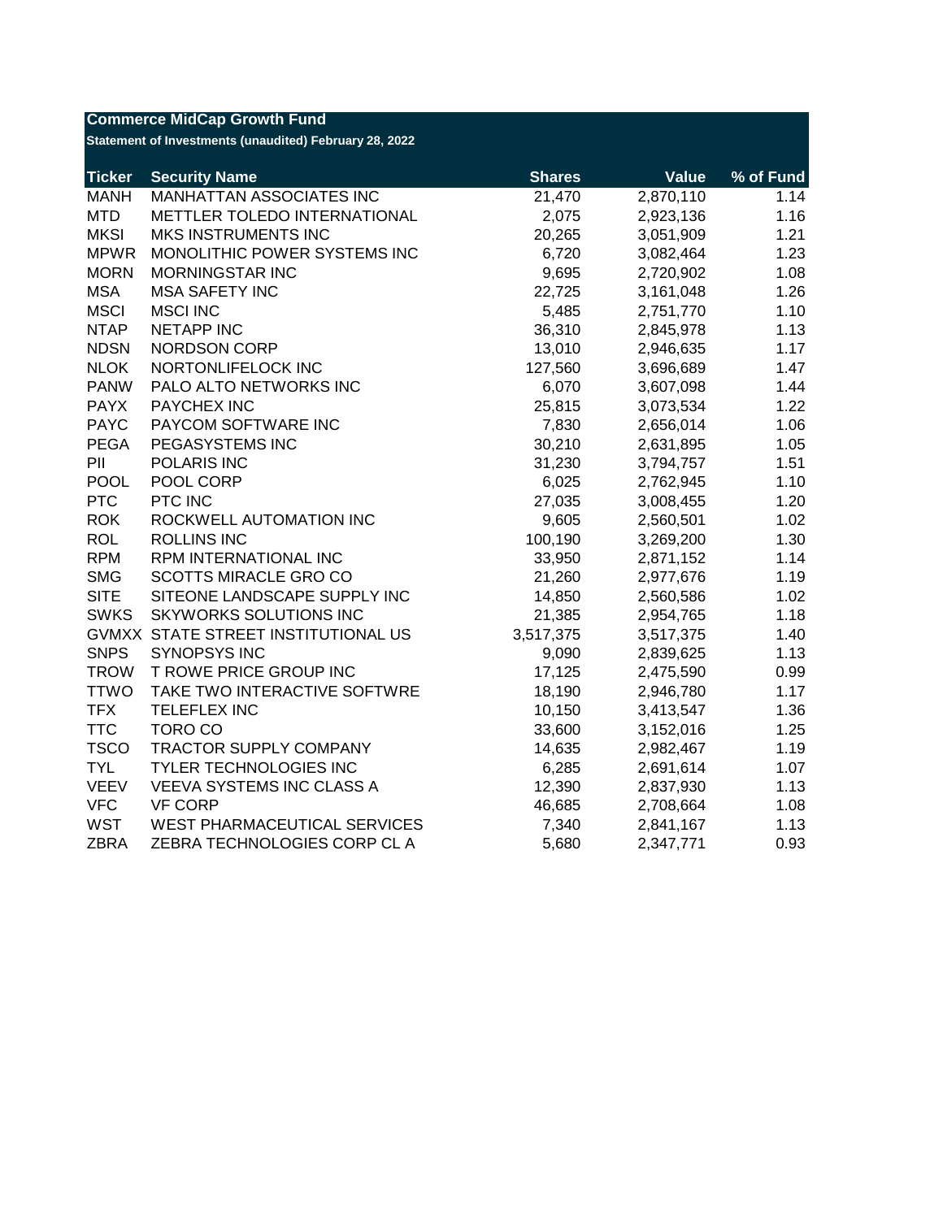**Commerce MidCap Growth Fund**

**Statement of Investments (unaudited) February 28, 2022**

| Ticker | Security Name | Shares | Value | % of Fund |
|---|---|---|---|---|
| MANH | MANHATTAN ASSOCIATES INC | 21,470 | 2,870,110 | 1.14 |
| MTD | METTLER TOLEDO INTERNATIONAL | 2,075 | 2,923,136 | 1.16 |
| MKSI | MKS INSTRUMENTS INC | 20,265 | 3,051,909 | 1.21 |
| MPWR | MONOLITHIC POWER SYSTEMS INC | 6,720 | 3,082,464 | 1.23 |
| MORN | MORNINGSTAR INC | 9,695 | 2,720,902 | 1.08 |
| MSA | MSA SAFETY INC | 22,725 | 3,161,048 | 1.26 |
| MSCI | MSCI INC | 5,485 | 2,751,770 | 1.10 |
| NTAP | NETAPP INC | 36,310 | 2,845,978 | 1.13 |
| NDSN | NORDSON CORP | 13,010 | 2,946,635 | 1.17 |
| NLOK | NORTONLIFELOCK INC | 127,560 | 3,696,689 | 1.47 |
| PANW | PALO ALTO NETWORKS INC | 6,070 | 3,607,098 | 1.44 |
| PAYX | PAYCHEX INC | 25,815 | 3,073,534 | 1.22 |
| PAYC | PAYCOM SOFTWARE INC | 7,830 | 2,656,014 | 1.06 |
| PEGA | PEGASYSTEMS INC | 30,210 | 2,631,895 | 1.05 |
| PII | POLARIS INC | 31,230 | 3,794,757 | 1.51 |
| POOL | POOL CORP | 6,025 | 2,762,945 | 1.10 |
| PTC | PTC INC | 27,035 | 3,008,455 | 1.20 |
| ROK | ROCKWELL AUTOMATION INC | 9,605 | 2,560,501 | 1.02 |
| ROL | ROLLINS INC | 100,190 | 3,269,200 | 1.30 |
| RPM | RPM INTERNATIONAL INC | 33,950 | 2,871,152 | 1.14 |
| SMG | SCOTTS MIRACLE GRO CO | 21,260 | 2,977,676 | 1.19 |
| SITE | SITEONE LANDSCAPE SUPPLY INC | 14,850 | 2,560,586 | 1.02 |
| SWKS | SKYWORKS SOLUTIONS INC | 21,385 | 2,954,765 | 1.18 |
| GVMXX | STATE STREET INSTITUTIONAL US | 3,517,375 | 3,517,375 | 1.40 |
| SNPS | SYNOPSYS INC | 9,090 | 2,839,625 | 1.13 |
| TROW | T ROWE PRICE GROUP INC | 17,125 | 2,475,590 | 0.99 |
| TTWO | TAKE TWO INTERACTIVE SOFTWRE | 18,190 | 2,946,780 | 1.17 |
| TFX | TELEFLEX INC | 10,150 | 3,413,547 | 1.36 |
| TTC | TORO CO | 33,600 | 3,152,016 | 1.25 |
| TSCO | TRACTOR SUPPLY COMPANY | 14,635 | 2,982,467 | 1.19 |
| TYL | TYLER TECHNOLOGIES INC | 6,285 | 2,691,614 | 1.07 |
| VEEV | VEEVA SYSTEMS INC CLASS A | 12,390 | 2,837,930 | 1.13 |
| VFC | VF CORP | 46,685 | 2,708,664 | 1.08 |
| WST | WEST PHARMACEUTICAL SERVICES | 7,340 | 2,841,167 | 1.13 |
| ZBRA | ZEBRA TECHNOLOGIES CORP CL A | 5,680 | 2,347,771 | 0.93 |